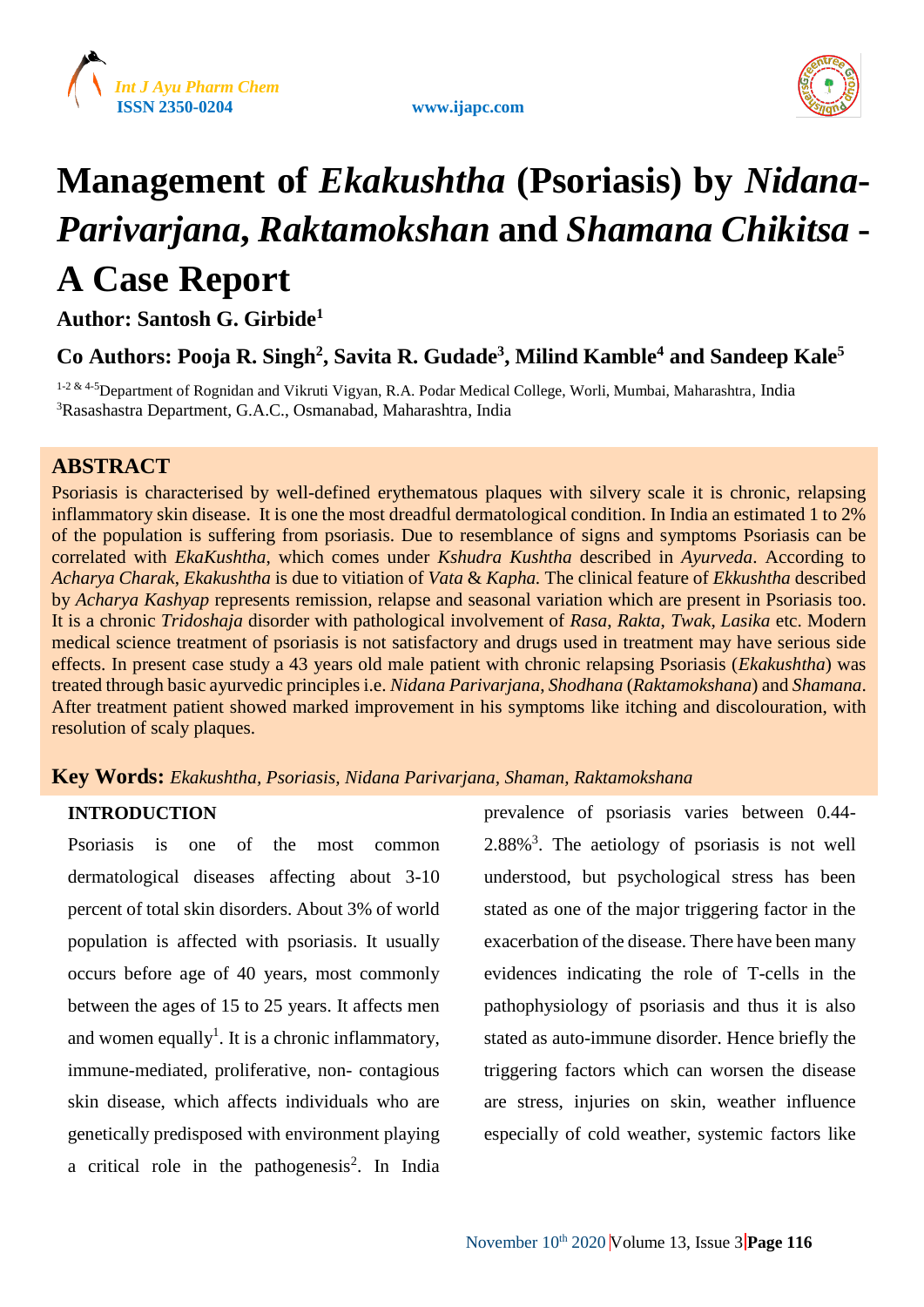# Management of *Ekakushtha* (Psoriasis) by *Nidana-Parivarjana*, *Raktamokshan* and *Shamana Chikitsa* - A Case Report

**Author: Santosh G. Girbide[1]**

**Co Authors: Pooja R. Singh[2], Savita R. Gudade[3], Milind Kamble[4] and Sandeep Kale[5]**

[1-2 & 4-5]Department of Rognidan and Vikruti Vigyan, R.A. Podar Medical College, Worli, Mumbai, Maharashtra, India
[3]Rasashastra Department, G.A.C., Osmanabad, Maharashtra, India

## ABSTRACT

Psoriasis is characterised by well-defined erythematous plaques with silvery scale it is chronic, relapsing inflammatory skin disease. It is one the most dreadful dermatological condition. In India an estimated 1 to 2% of the population is suffering from psoriasis. Due to resemblance of signs and symptoms Psoriasis can be correlated with *EkaKushtha*, which comes under *Kshudra Kushtha* described in *Ayurveda*. According to *Acharya Charak*, *Ekakushtha* is due to vitiation of *Vata* & *Kapha.* The clinical feature of *Ekkushtha* described by *Acharya Kashyap* represents remission, relapse and seasonal variation which are present in Psoriasis too. It is a chronic *Tridoshaja* disorder with pathological involvement of *Rasa*, *Rakta*, *Twak*, *Lasika* etc. Modern medical science treatment of psoriasis is not satisfactory and drugs used in treatment may have serious side effects. In present case study a 43 years old male patient with chronic relapsing Psoriasis (*Ekakushtha*) was treated through basic ayurvedic principles i.e. *Nidana Parivarjana*, *Shodhana* (*Raktamokshana*) and *Shamana*. After treatment patient showed marked improvement in his symptoms like itching and discolouration, with resolution of scaly plaques.

**Key Words:** *Ekakushtha, Psoriasis, Nidana Parivarjana, Shaman, Raktamokshana*

## INTRODUCTION

Psoriasis is one of the most common dermatological diseases affecting about 3-10 percent of total skin disorders. About 3% of world population is affected with psoriasis. It usually occurs before age of 40 years, most commonly between the ages of 15 to 25 years. It affects men and women equally[1]. It is a chronic inflammatory, immune-mediated, proliferative, non- contagious skin disease, which affects individuals who are genetically predisposed with environment playing a critical role in the pathogenesis[2]. In India prevalence of psoriasis varies between 0.44-2.88%[3]. The aetiology of psoriasis is not well understood, but psychological stress has been stated as one of the major triggering factor in the exacerbation of the disease. There have been many evidences indicating the role of T-cells in the pathophysiology of psoriasis and thus it is also stated as auto-immune disorder. Hence briefly the triggering factors which can worsen the disease are stress, injuries on skin, weather influence especially of cold weather, systemic factors like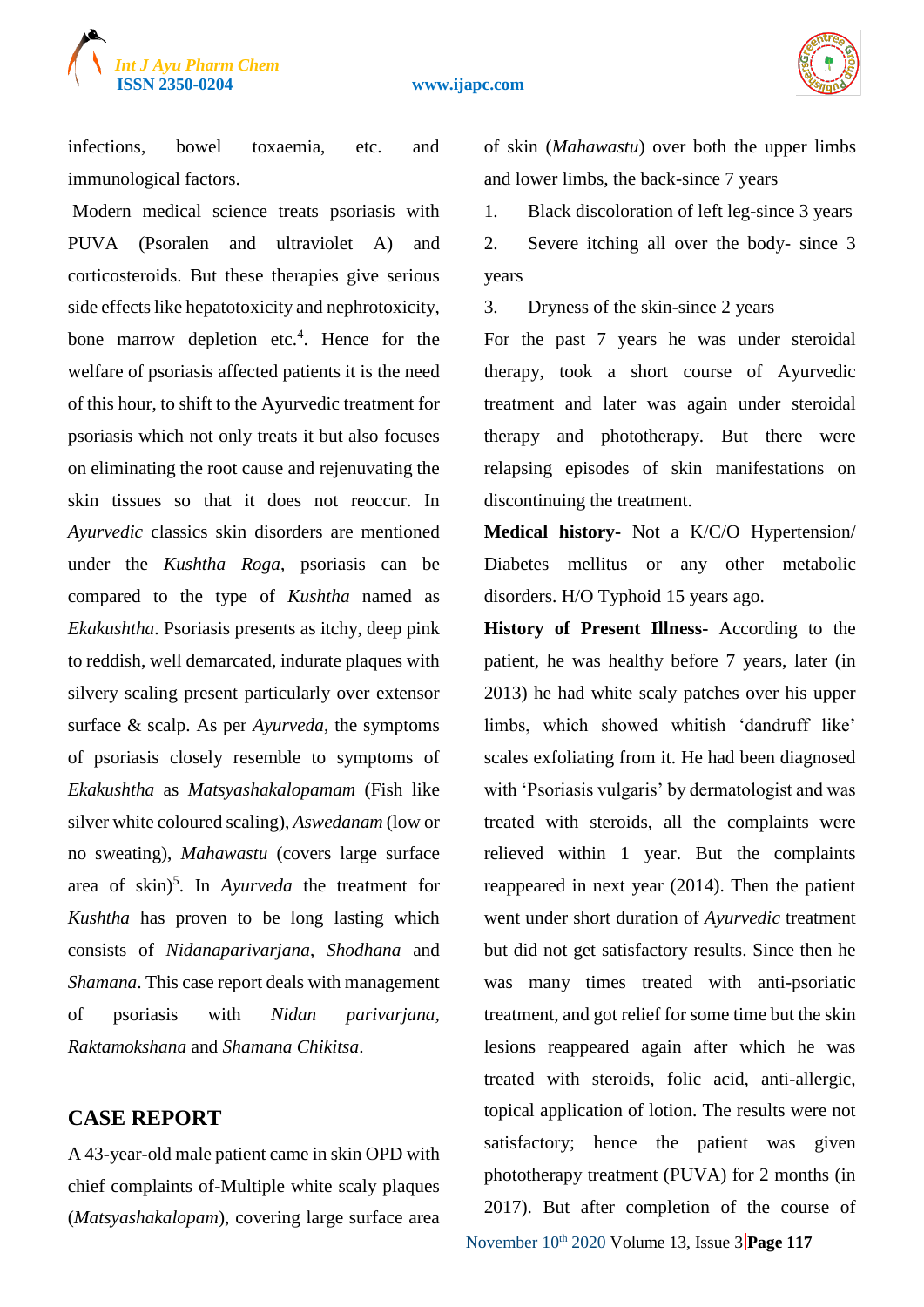infections, bowel toxaemia, etc. and immunological factors.

Modern medical science treats psoriasis with PUVA (Psoralen and ultraviolet A) and corticosteroids. But these therapies give serious side effects like hepatotoxicity and nephrotoxicity, bone marrow depletion etc.[4]. Hence for the welfare of psoriasis affected patients it is the need of this hour, to shift to the Ayurvedic treatment for psoriasis which not only treats it but also focuses on eliminating the root cause and rejenuvating the skin tissues so that it does not reoccur. In *Ayurvedic* classics skin disorders are mentioned under the *Kushtha Roga*, psoriasis can be compared to the type of *Kushtha* named as *Ekakushtha*. Psoriasis presents as itchy, deep pink to reddish, well demarcated, indurate plaques with silvery scaling present particularly over extensor surface & scalp. As per *Ayurveda*, the symptoms of psoriasis closely resemble to symptoms of *Ekakushtha* as *Matsyashakalopamam* (Fish like silver white coloured scaling), *Aswedanam* (low or no sweating), *Mahawastu* (covers large surface area of skin)[5]. In *Ayurveda* the treatment for *Kushtha* has proven to be long lasting which consists of *Nidanaparivarjana*, *Shodhana* and *Shamana*. This case report deals with management of psoriasis with *Nidan parivarjana, Raktamokshana* and *Shamana Chikitsa*.

## CASE REPORT

A 43-year-old male patient came in skin OPD with chief complaints of-Multiple white scaly plaques (*Matsyashakalopam*), covering large surface area of skin (*Mahawastu*) over both the upper limbs and lower limbs, the back-since 7 years

1. Black discoloration of left leg-since 3 years
2. Severe itching all over the body- since 3 years
3. Dryness of the skin-since 2 years

For the past 7 years he was under steroidal therapy, took a short course of Ayurvedic treatment and later was again under steroidal therapy and phototherapy. But there were relapsing episodes of skin manifestations on discontinuing the treatment.

**Medical history-** Not a K/C/O Hypertension/ Diabetes mellitus or any other metabolic disorders. H/O Typhoid 15 years ago.

**History of Present Illness-** According to the patient, he was healthy before 7 years, later (in 2013) he had white scaly patches over his upper limbs, which showed whitish 'dandruff like' scales exfoliating from it. He had been diagnosed with 'Psoriasis vulgaris' by dermatologist and was treated with steroids, all the complaints were relieved within 1 year. But the complaints reappeared in next year (2014). Then the patient went under short duration of *Ayurvedic* treatment but did not get satisfactory results. Since then he was many times treated with anti-psoriatic treatment, and got relief for some time but the skin lesions reappeared again after which he was treated with steroids, folic acid, anti-allergic, topical application of lotion. The results were not satisfactory; hence the patient was given phototherapy treatment (PUVA) for 2 months (in 2017). But after completion of the course of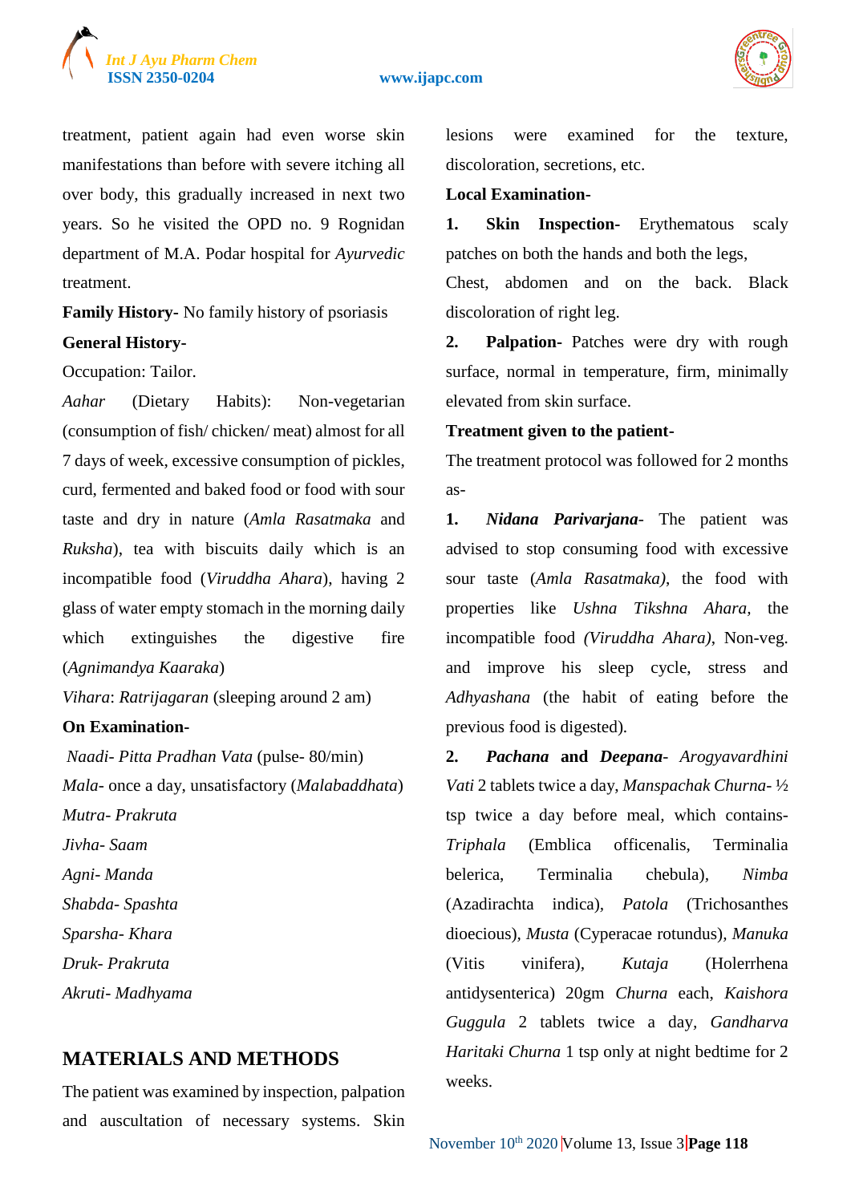treatment, patient again had even worse skin manifestations than before with severe itching all over body, this gradually increased in next two years. So he visited the OPD no. 9 Rognidan department of M.A. Podar hospital for *Ayurvedic* treatment.

**Family History-** No family history of psoriasis

**General History-**

Occupation: Tailor.

*Aahar* (Dietary Habits): Non-vegetarian (consumption of fish/ chicken/ meat) almost for all 7 days of week, excessive consumption of pickles, curd, fermented and baked food or food with sour taste and dry in nature (*Amla Rasatmaka* and *Ruksha*), tea with biscuits daily which is an incompatible food (*Viruddha Ahara*), having 2 glass of water empty stomach in the morning daily which extinguishes the digestive fire (*Agnimandya Kaaraka*)

*Vihara*: *Ratrijagaran* (sleeping around 2 am)

**On Examination-**

*Naadi- Pitta Pradhan Vata* (pulse- 80/min)

*Mala*- once a day, unsatisfactory (*Malabaddhata*)

*Mutra- Prakruta*

*Jivha- Saam*

*Agni- Manda*

*Shabda- Spashta*

*Sparsha- Khara*

*Druk- Prakruta*

*Akruti- Madhyama*

## MATERIALS AND METHODS

The patient was examined by inspection, palpation and auscultation of necessary systems. Skin lesions were examined for the texture, discoloration, secretions, etc.

**Local Examination-**

1. **Skin Inspection-** Erythematous scaly patches on both the hands and both the legs, Chest, abdomen and on the back. Black discoloration of right leg.
2. **Palpation-** Patches were dry with rough surface, normal in temperature, firm, minimally elevated from skin surface.

**Treatment given to the patient-**

The treatment protocol was followed for 2 months as-

1. ***Nidana Parivarjana***- The patient was advised to stop consuming food with excessive sour taste (*Amla Rasatmaka)*, the food with properties like *Ushna Tikshna Ahara*, the incompatible food *(Viruddha Ahara)*, Non-veg. and improve his sleep cycle, stress and *Adhyashana* (the habit of eating before the previous food is digested).
2. ***Pachana*** **and** ***Deepana***- *Arogyavardhini Vati* 2 tablets twice a day, *Manspachak Churna*- ½ tsp twice a day before meal, which contains- *Triphala* (Emblica officenalis, Terminalia belerica, Terminalia chebula), *Nimba* (Azadirachta indica), *Patola* (Trichosanthes dioecious), *Musta* (Cyperacae rotundus), *Manuka* (Vitis vinifera), *Kutaja* (Holerrhena antidysenterica) 20gm *Churna* each, *Kaishora Guggula* 2 tablets twice a day, *Gandharva Haritaki Churna* 1 tsp only at night bedtime for 2 weeks.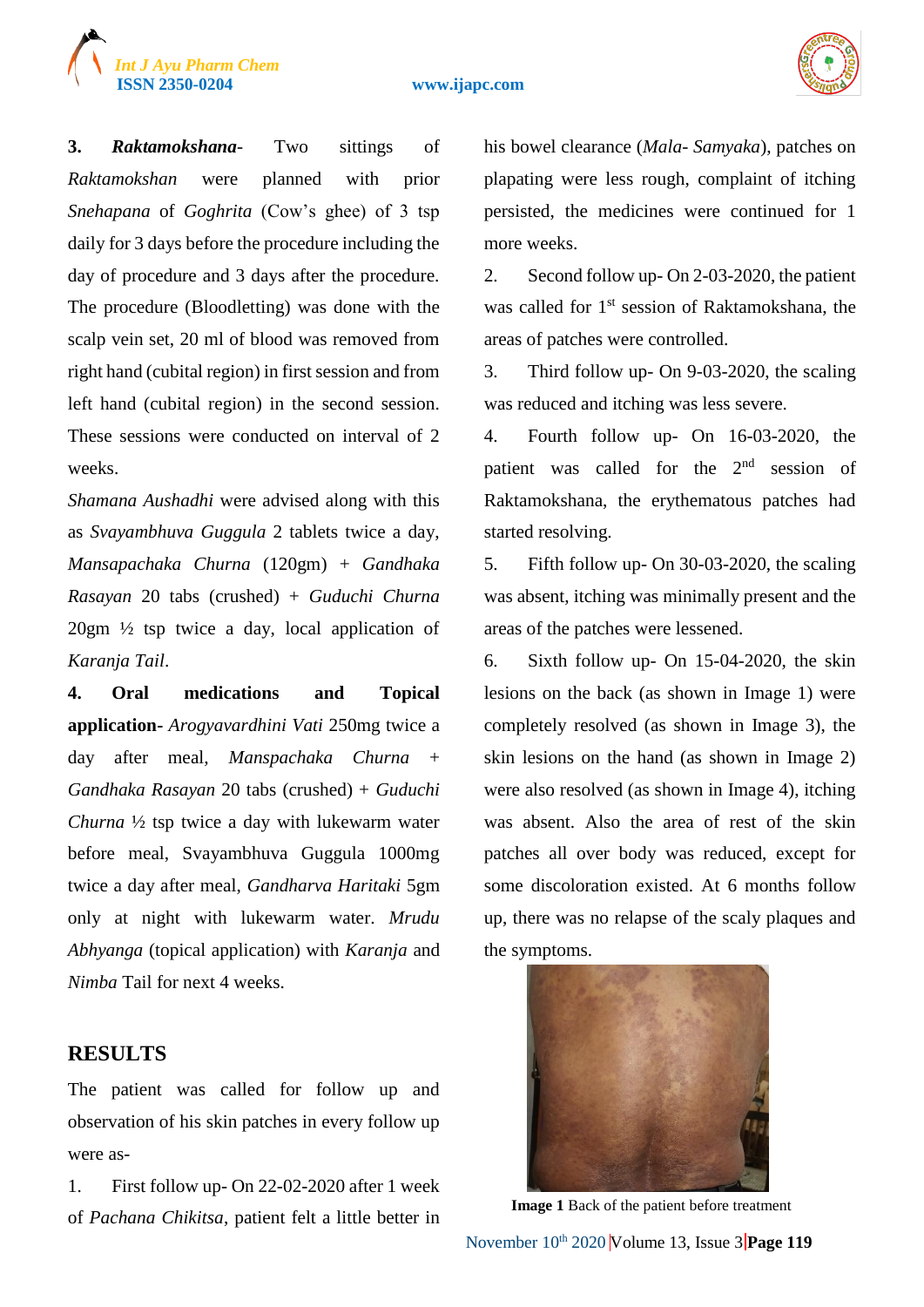**3. *Raktamokshana*-** Two sittings of *Raktamokshan* were planned with prior *Snehapana* of *Goghrita* (Cow's ghee) of 3 tsp daily for 3 days before the procedure including the day of procedure and 3 days after the procedure. The procedure (Bloodletting) was done with the scalp vein set, 20 ml of blood was removed from right hand (cubital region) in first session and from left hand (cubital region) in the second session. These sessions were conducted on interval of 2 weeks.

*Shamana Aushadhi* were advised along with this as *Svayambhuva Guggula* 2 tablets twice a day, *Mansapachaka Churna* (120gm) + *Gandhaka Rasayan* 20 tabs (crushed) + *Guduchi Churna* 20gm ½ tsp twice a day, local application of *Karanja Tail*.

**4. Oral medications and Topical application-** *Arogyavardhini Vati* 250mg twice a day after meal, *Manspachaka Churna* + *Gandhaka Rasayan* 20 tabs (crushed) + *Guduchi Churna* ½ tsp twice a day with lukewarm water before meal, Svayambhuva Guggula 1000mg twice a day after meal, *Gandharva Haritaki* 5gm only at night with lukewarm water. *Mrudu Abhyanga* (topical application) with *Karanja* and *Nimba* Tail for next 4 weeks.

## RESULTS

The patient was called for follow up and observation of his skin patches in every follow up were as-

1. First follow up- On 22-02-2020 after 1 week of *Pachana Chikitsa*, patient felt a little better in his bowel clearance (*Mala- Samyaka*), patches on plapating were less rough, complaint of itching persisted, the medicines were continued for 1 more weeks.
2. Second follow up- On 2-03-2020, the patient was called for 1st session of Raktamokshana, the areas of patches were controlled.
3. Third follow up- On 9-03-2020, the scaling was reduced and itching was less severe.
4. Fourth follow up- On 16-03-2020, the patient was called for the 2nd session of Raktamokshana, the erythematous patches had started resolving.
5. Fifth follow up- On 30-03-2020, the scaling was absent, itching was minimally present and the areas of the patches were lessened.
6. Sixth follow up- On 15-04-2020, the skin lesions on the back (as shown in Image 1) were completely resolved (as shown in Image 3), the skin lesions on the hand (as shown in Image 2) were also resolved (as shown in Image 4), itching was absent. Also the area of rest of the skin patches all over body was reduced, except for some discoloration existed. At 6 months follow up, there was no relapse of the scaly plaques and the symptoms.

**Image 1** Back of the patient before treatment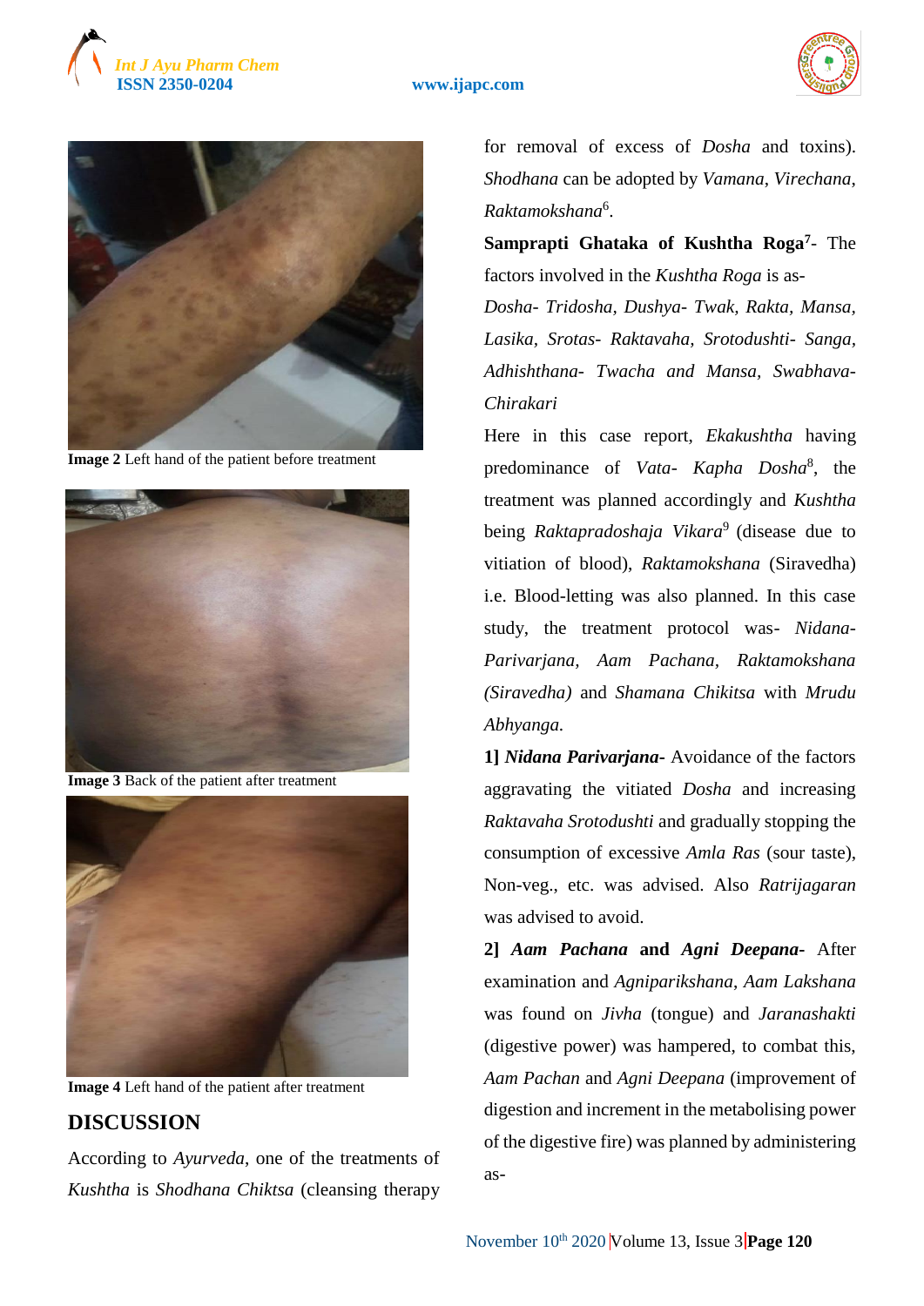**Image 2** Left hand of the patient before treatment

**Image 3** Back of the patient after treatment

**Image 4** Left hand of the patient after treatment

## DISCUSSION

According to *Ayurveda*, one of the treatments of *Kushtha* is *Shodhana Chiktsa* (cleansing therapy for removal of excess of *Dosha* and toxins). *Shodhana* can be adopted by *Vamana*, *Virechana*, *Raktamokshana*[6].

**Samprapti Ghataka of Kushtha Roga[7]**- The factors involved in the *Kushtha Roga* is as-

*Dosha- Tridosha, Dushya- Twak, Rakta, Mansa, Lasika, Srotas- Raktavaha, Srotodushti- Sanga, Adhishthana- Twacha and Mansa, Swabhava- Chirakari*

Here in this case report, *Ekakushtha* having predominance of *Vata- Kapha Dosha*[8], the treatment was planned accordingly and *Kushtha* being *Raktapradoshaja Vikara*[9] (disease due to vitiation of blood), *Raktamokshana* (Siravedha) i.e. Blood-letting was also planned. In this case study, the treatment protocol was- *Nidana-Parivarjana, Aam Pachana, Raktamokshana (Siravedha)* and *Shamana Chikitsa* with *Mrudu Abhyanga.*

**1] *Nidana Parivarjana*-** Avoidance of the factors aggravating the vitiated *Dosha* and increasing *Raktavaha Srotodushti* and gradually stopping the consumption of excessive *Amla Ras* (sour taste), Non-veg., etc. was advised. Also *Ratrijagaran* was advised to avoid.

**2] *Aam Pachana* and *Agni Deepana*-** After examination and *Agniparikshana*, *Aam Lakshana* was found on *Jivha* (tongue) and *Jaranashakti* (digestive power) was hampered, to combat this, *Aam Pachan* and *Agni Deepana* (improvement of digestion and increment in the metabolising power of the digestive fire) was planned by administering as-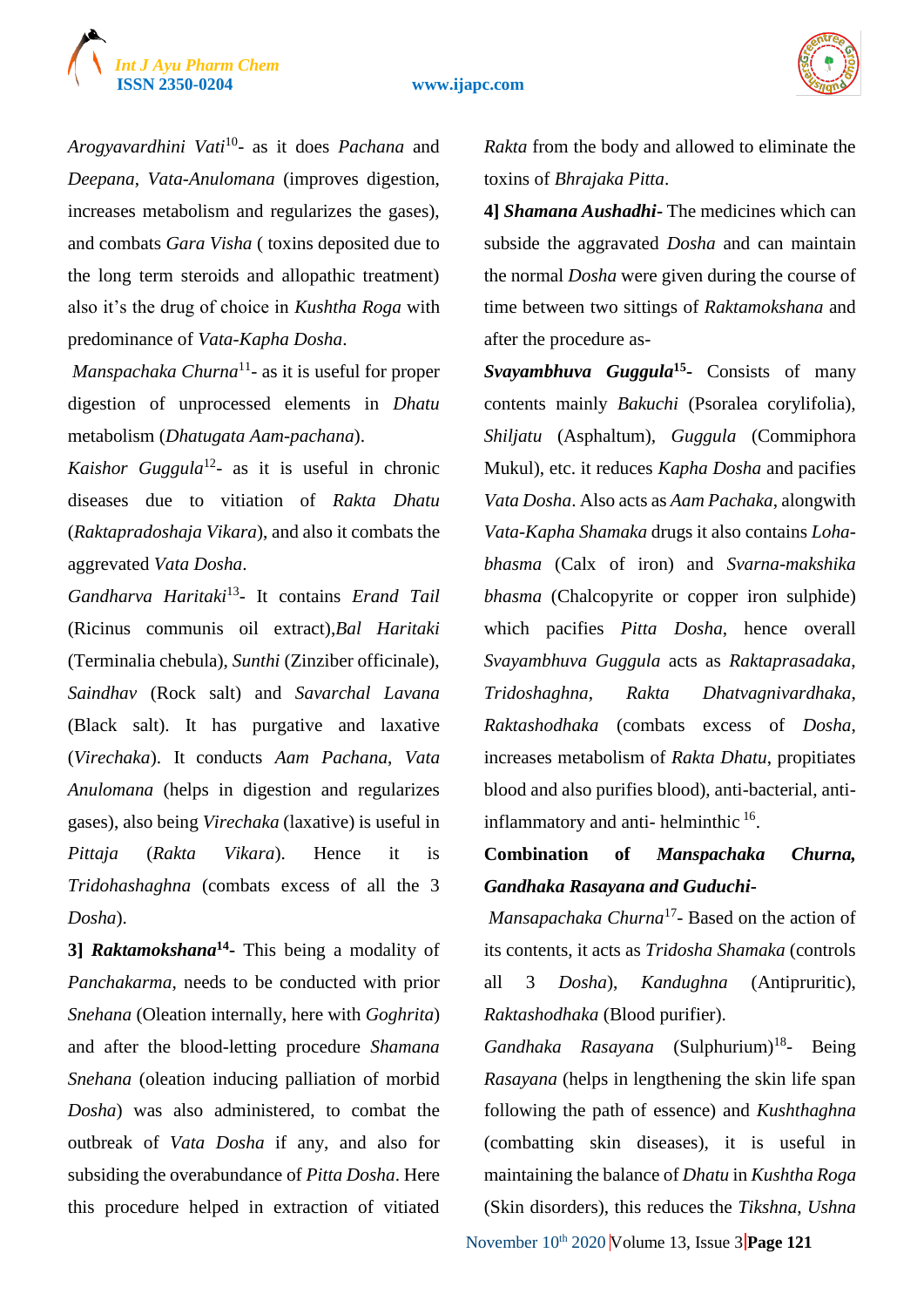*Arogyavardhini Vati*[10]- as it does *Pachana* and *Deepana*, *Vata-Anulomana* (improves digestion, increases metabolism and regularizes the gases), and combats *Gara Visha* ( toxins deposited due to the long term steroids and allopathic treatment) also it's the drug of choice in *Kushtha Roga* with predominance of *Vata-Kapha Dosha*.

*Manspachaka Churna*[11]- as it is useful for proper digestion of unprocessed elements in *Dhatu* metabolism (*Dhatugata Aam-pachana*).

*Kaishor Guggula*[12]- as it is useful in chronic diseases due to vitiation of *Rakta Dhatu* (*Raktapradoshaja Vikara*), and also it combats the aggrevated *Vata Dosha*.

*Gandharva Haritaki*[13]- It contains *Erand Tail* (Ricinus communis oil extract),*Bal Haritaki* (Terminalia chebula), *Sunthi* (Zinziber officinale), *Saindhav* (Rock salt) and *Savarchal Lavana* (Black salt). It has purgative and laxative (*Virechaka*). It conducts *Aam Pachana*, *Vata Anulomana* (helps in digestion and regularizes gases), also being *Virechaka* (laxative) is useful in *Pittaja* (*Rakta Vikara*). Hence it is *Tridohashaghna* (combats excess of all the 3 *Dosha*).

**3] *Raktamokshana*[14]-** This being a modality of *Panchakarma*, needs to be conducted with prior *Snehana* (Oleation internally, here with *Goghrita*) and after the blood-letting procedure *Shamana Snehana* (oleation inducing palliation of morbid *Dosha*) was also administered, to combat the outbreak of *Vata Dosha* if any, and also for subsiding the overabundance of *Pitta Dosha*. Here this procedure helped in extraction of vitiated *Rakta* from the body and allowed to eliminate the toxins of *Bhrajaka Pitta*.

**4] *Shamana Aushadhi*-** The medicines which can subside the aggravated *Dosha* and can maintain the normal *Dosha* were given during the course of time between two sittings of *Raktamokshana* and after the procedure as-

***Svayambhuva Guggula*[15]-** Consists of many contents mainly *Bakuchi* (Psoralea corylifolia), *Shiljatu* (Asphaltum), *Guggula* (Commiphora Mukul), etc. it reduces *Kapha Dosha* and pacifies *Vata Dosha*. Also acts as *Aam Pachaka*, alongwith *Vata-Kapha Shamaka* drugs it also contains *Loha-bhasma* (Calx of iron) and *Svarna-makshika bhasma* (Chalcopyrite or copper iron sulphide) which pacifies *Pitta Dosha*, hence overall *Svayambhuva Guggula* acts as *Raktaprasadaka*, *Tridoshaghna*, *Rakta Dhatvagnivardhaka*, *Raktashodhaka* (combats excess of *Dosha*, increases metabolism of *Rakta Dhatu*, propitiates blood and also purifies blood), anti-bacterial, anti-inflammatory and anti- helminthic [16].

**Combination of *Manspachaka Churna, Gandhaka Rasayana and Guduchi*-**

*Mansapachaka Churna*[17]- Based on the action of its contents, it acts as *Tridosha Shamaka* (controls all 3 *Dosha*), *Kandughna* (Antipruritic), *Raktashodhaka* (Blood purifier).

*Gandhaka Rasayana* (Sulphurium)[18]- Being *Rasayana* (helps in lengthening the skin life span following the path of essence) and *Kushthaghna* (combatting skin diseases), it is useful in maintaining the balance of *Dhatu* in *Kushtha Roga* (Skin disorders), this reduces the *Tikshna, Ushna*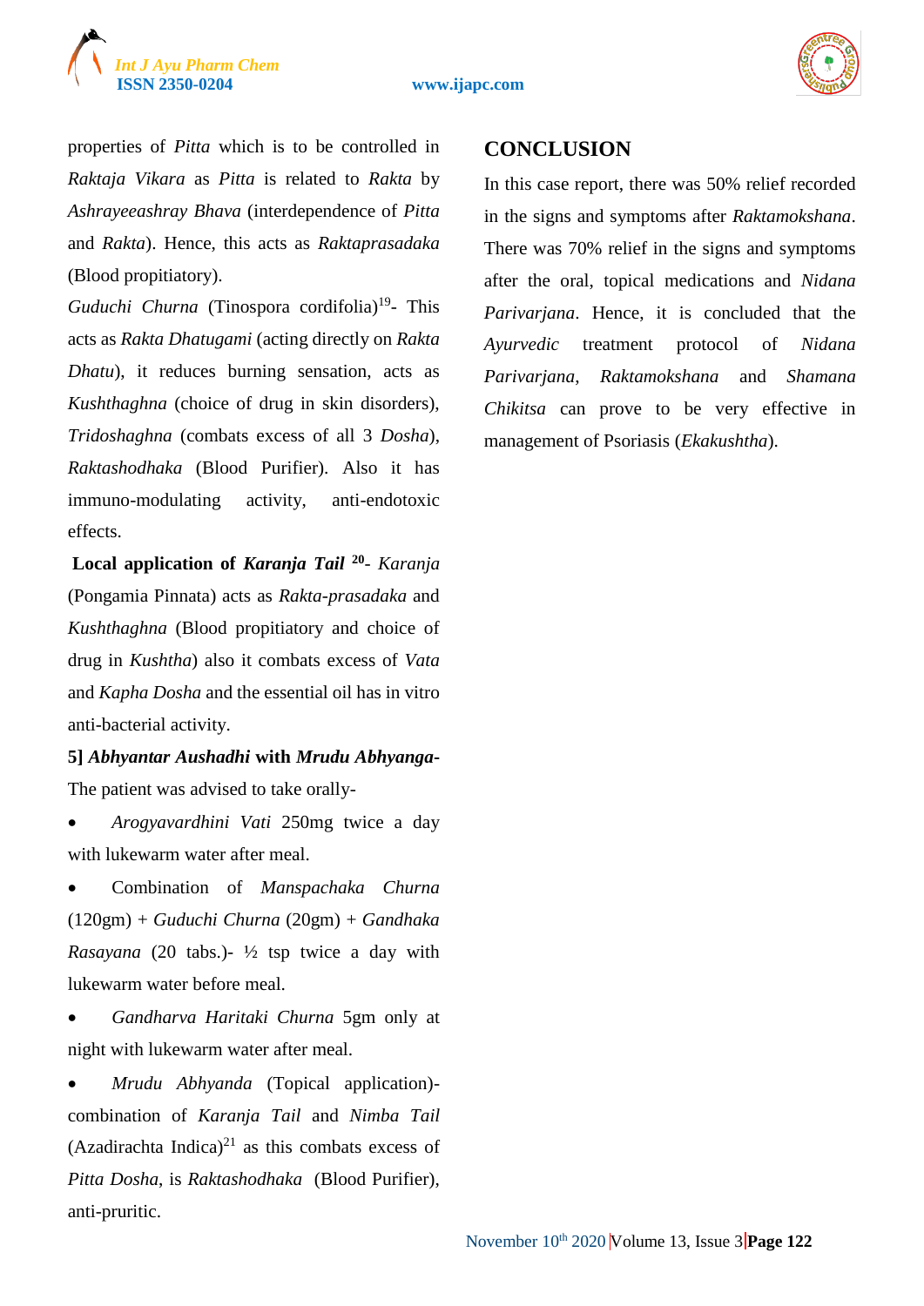properties of *Pitta* which is to be controlled in *Raktaja Vikara* as *Pitta* is related to *Rakta* by *Ashrayeeashray Bhava* (interdependence of *Pitta* and *Rakta*). Hence, this acts as *Raktaprasadaka* (Blood propitiatory).

*Guduchi Churna* (Tinospora cordifolia)[19]- This acts as *Rakta Dhatugami* (acting directly on *Rakta Dhatu*), it reduces burning sensation, acts as *Kushthaghna* (choice of drug in skin disorders), *Tridoshaghna* (combats excess of all 3 *Dosha*), *Raktashodhaka* (Blood Purifier). Also it has immuno-modulating activity, anti-endotoxic effects.

**Local application of *Karanja Tail*** [20]- *Karanja* (Pongamia Pinnata) acts as *Rakta-prasadaka* and *Kushthaghna* (Blood propitiatory and choice of drug in *Kushtha*) also it combats excess of *Vata* and *Kapha Dosha* and the essential oil has in vitro anti-bacterial activity.

**5] *Abhyantar Aushadhi* with *Mrudu Abhyanga*-** The patient was advised to take orally-

- *Arogyavardhini Vati* 250mg twice a day with lukewarm water after meal.
- Combination of *Manspachaka Churna* (120gm) + *Guduchi Churna* (20gm) + *Gandhaka Rasayana* (20 tabs.)- ½ tsp twice a day with lukewarm water before meal.
- *Gandharva Haritaki Churna* 5gm only at night with lukewarm water after meal.
- *Mrudu Abhyanda* (Topical application)- combination of *Karanja Tail* and *Nimba Tail* (Azadirachta Indica)[21] as this combats excess of *Pitta Dosha*, is *Raktashodhaka* (Blood Purifier), anti-pruritic.

## CONCLUSION

In this case report, there was 50% relief recorded in the signs and symptoms after *Raktamokshana*. There was 70% relief in the signs and symptoms after the oral, topical medications and *Nidana Parivarjana*. Hence, it is concluded that the *Ayurvedic* treatment protocol of *Nidana Parivarjana*, *Raktamokshana* and *Shamana Chikitsa* can prove to be very effective in management of Psoriasis (*Ekakushtha*).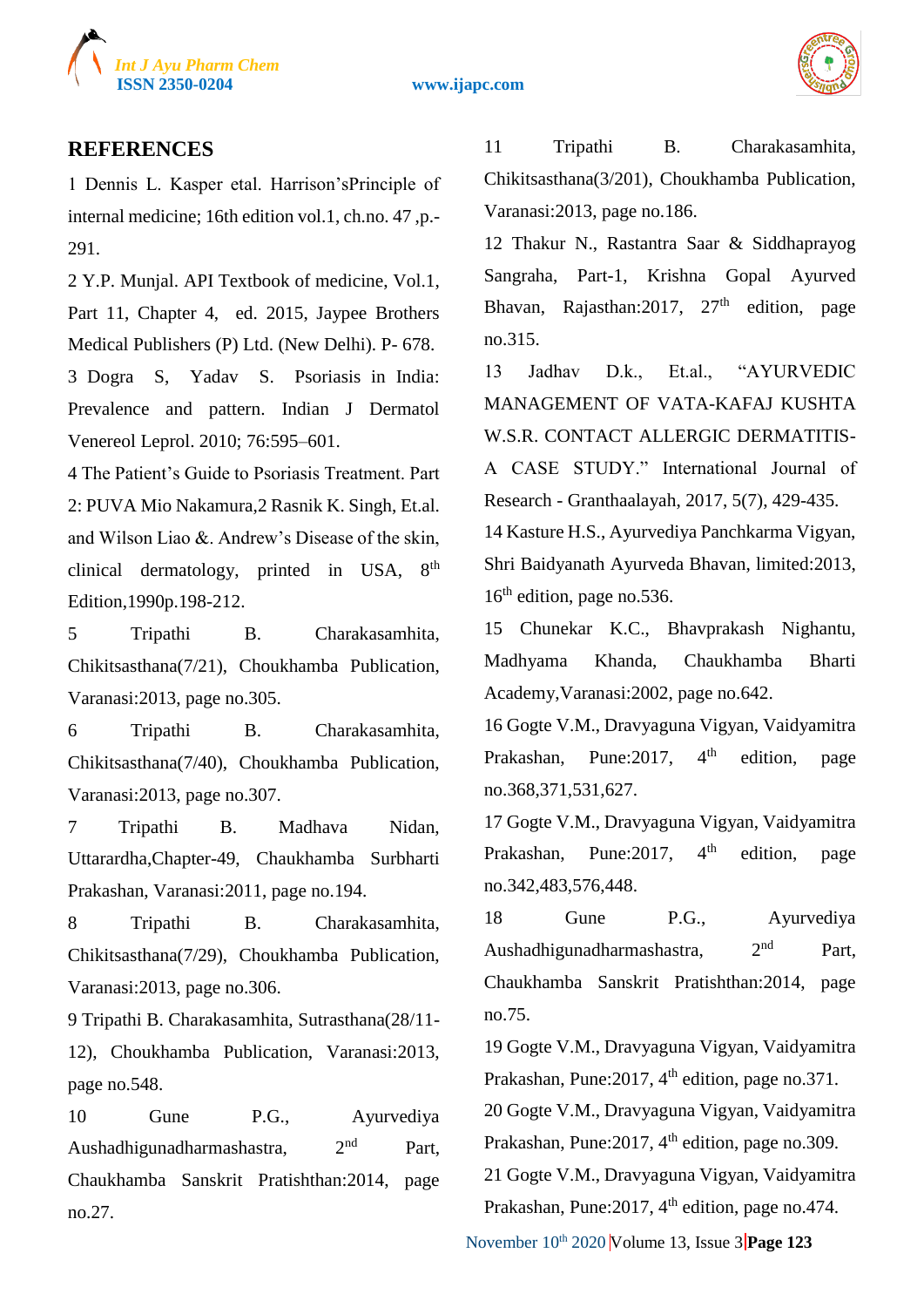## REFERENCES

1 Dennis L. Kasper etal. Harrison'sPrinciple of internal medicine; 16th edition vol.1, ch.no. 47 ,p.-291.

2 Y.P. Munjal. API Textbook of medicine, Vol.1, Part 11, Chapter 4, ed. 2015, Jaypee Brothers Medical Publishers (P) Ltd. (New Delhi). P- 678.

3 Dogra S, Yadav S. Psoriasis in India: Prevalence and pattern. Indian J Dermatol Venereol Leprol. 2010; 76:595–601.

4 The Patient's Guide to Psoriasis Treatment. Part 2: PUVA Mio Nakamura,2 Rasnik K. Singh, Et.al. and Wilson Liao &. Andrew's Disease of the skin, clinical dermatology, printed in USA, 8th Edition,1990p.198-212.

5 Tripathi B. Charakasamhita, Chikitsasthana(7/21), Choukhamba Publication, Varanasi:2013, page no.305.

6 Tripathi B. Charakasamhita, Chikitsasthana(7/40), Choukhamba Publication, Varanasi:2013, page no.307.

7 Tripathi B. Madhava Nidan, Uttarardha,Chapter-49, Chaukhamba Surbharti Prakashan, Varanasi:2011, page no.194.

8 Tripathi B. Charakasamhita, Chikitsasthana(7/29), Choukhamba Publication, Varanasi:2013, page no.306.

9 Tripathi B. Charakasamhita, Sutrasthana(28/11-12), Choukhamba Publication, Varanasi:2013, page no.548.

10 Gune P.G., Ayurvediya Aushadhigunadharmashastra, 2nd Part, Chaukhamba Sanskrit Pratishthan:2014, page no.27.

11 Tripathi B. Charakasamhita, Chikitsasthana(3/201), Choukhamba Publication, Varanasi:2013, page no.186.

12 Thakur N., Rastantra Saar & Siddhaprayog Sangraha, Part-1, Krishna Gopal Ayurved Bhavan, Rajasthan:2017, 27th edition, page no.315.

13 Jadhav D.k., Et.al., "AYURVEDIC MANAGEMENT OF VATA-KAFAJ KUSHTA W.S.R. CONTACT ALLERGIC DERMATITIS-A CASE STUDY." International Journal of Research - Granthaalayah, 2017, 5(7), 429-435.

14 Kasture H.S., Ayurvediya Panchkarma Vigyan, Shri Baidyanath Ayurveda Bhavan, limited:2013, 16th edition, page no.536.

15 Chunekar K.C., Bhavprakash Nighantu, Madhyama Khanda, Chaukhamba Bharti Academy,Varanasi:2002, page no.642.

16 Gogte V.M., Dravyaguna Vigyan, Vaidyamitra Prakashan, Pune:2017, 4th edition, page no.368,371,531,627.

17 Gogte V.M., Dravyaguna Vigyan, Vaidyamitra Prakashan, Pune:2017, 4th edition, page no.342,483,576,448.

18 Gune P.G., Ayurvediya Aushadhigunadharmashastra, 2nd Part, Chaukhamba Sanskrit Pratishthan:2014, page no.75.

19 Gogte V.M., Dravyaguna Vigyan, Vaidyamitra Prakashan, Pune:2017, 4th edition, page no.371.

20 Gogte V.M., Dravyaguna Vigyan, Vaidyamitra Prakashan, Pune:2017, 4th edition, page no.309.

21 Gogte V.M., Dravyaguna Vigyan, Vaidyamitra Prakashan, Pune:2017, 4th edition, page no.474.